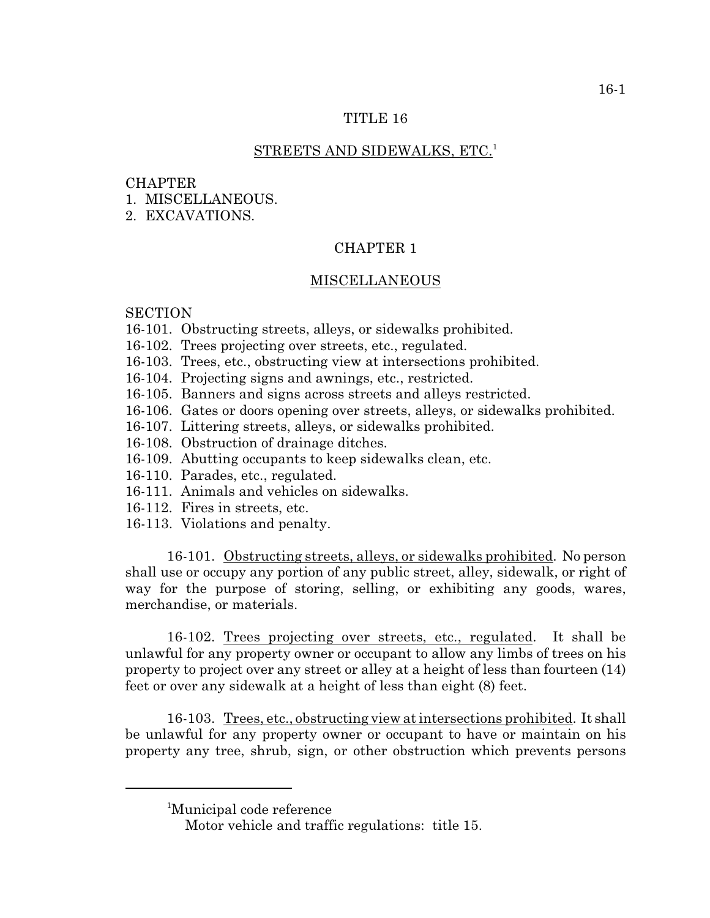# TITLE 16

## STREETS AND SIDEWALKS, ETC.[1]

CHAPTER
1. MISCELLANEOUS.
2. EXCAVATIONS.

## CHAPTER 1

## MISCELLANEOUS

SECTION
16-101. Obstructing streets, alleys, or sidewalks prohibited.
16-102. Trees projecting over streets, etc., regulated.
16-103. Trees, etc., obstructing view at intersections prohibited.
16-104. Projecting signs and awnings, etc., restricted.
16-105. Banners and signs across streets and alleys restricted.
16-106. Gates or doors opening over streets, alleys, or sidewalks prohibited.
16-107. Littering streets, alleys, or sidewalks prohibited.
16-108. Obstruction of drainage ditches.
16-109. Abutting occupants to keep sidewalks clean, etc.
16-110. Parades, etc., regulated.
16-111. Animals and vehicles on sidewalks.
16-112. Fires in streets, etc.
16-113. Violations and penalty.

16-101. Obstructing streets, alleys, or sidewalks prohibited. No person shall use or occupy any portion of any public street, alley, sidewalk, or right of way for the purpose of storing, selling, or exhibiting any goods, wares, merchandise, or materials.

16-102. Trees projecting over streets, etc., regulated. It shall be unlawful for any property owner or occupant to allow any limbs of trees on his property to project over any street or alley at a height of less than fourteen (14) feet or over any sidewalk at a height of less than eight (8) feet.

16-103. Trees, etc., obstructing view at intersections prohibited. It shall be unlawful for any property owner or occupant to have or maintain on his property any tree, shrub, sign, or other obstruction which prevents persons

---

[1]Municipal code reference

Motor vehicle and traffic regulations: title 15.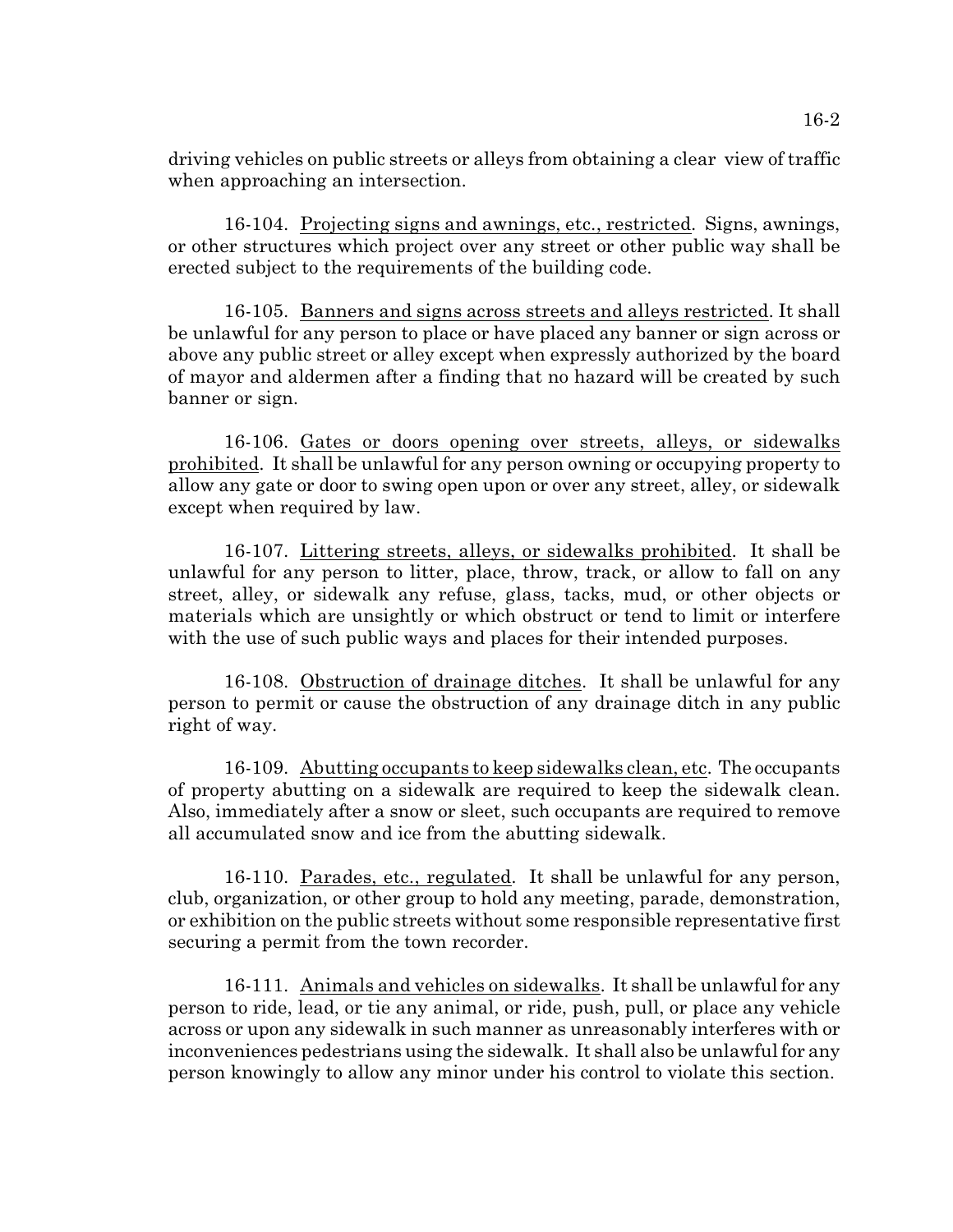driving vehicles on public streets or alleys from obtaining a clear view of traffic when approaching an intersection.

16-104. Projecting signs and awnings, etc., restricted. Signs, awnings, or other structures which project over any street or other public way shall be erected subject to the requirements of the building code.

16-105. Banners and signs across streets and alleys restricted. It shall be unlawful for any person to place or have placed any banner or sign across or above any public street or alley except when expressly authorized by the board of mayor and aldermen after a finding that no hazard will be created by such banner or sign.

16-106. Gates or doors opening over streets, alleys, or sidewalks prohibited. It shall be unlawful for any person owning or occupying property to allow any gate or door to swing open upon or over any street, alley, or sidewalk except when required by law.

16-107. Littering streets, alleys, or sidewalks prohibited. It shall be unlawful for any person to litter, place, throw, track, or allow to fall on any street, alley, or sidewalk any refuse, glass, tacks, mud, or other objects or materials which are unsightly or which obstruct or tend to limit or interfere with the use of such public ways and places for their intended purposes.

16-108. Obstruction of drainage ditches. It shall be unlawful for any person to permit or cause the obstruction of any drainage ditch in any public right of way.

16-109. Abutting occupants to keep sidewalks clean, etc. The occupants of property abutting on a sidewalk are required to keep the sidewalk clean. Also, immediately after a snow or sleet, such occupants are required to remove all accumulated snow and ice from the abutting sidewalk.

16-110. Parades, etc., regulated. It shall be unlawful for any person, club, organization, or other group to hold any meeting, parade, demonstration, or exhibition on the public streets without some responsible representative first securing a permit from the town recorder.

16-111. Animals and vehicles on sidewalks. It shall be unlawful for any person to ride, lead, or tie any animal, or ride, push, pull, or place any vehicle across or upon any sidewalk in such manner as unreasonably interferes with or inconveniences pedestrians using the sidewalk. It shall also be unlawful for any person knowingly to allow any minor under his control to violate this section.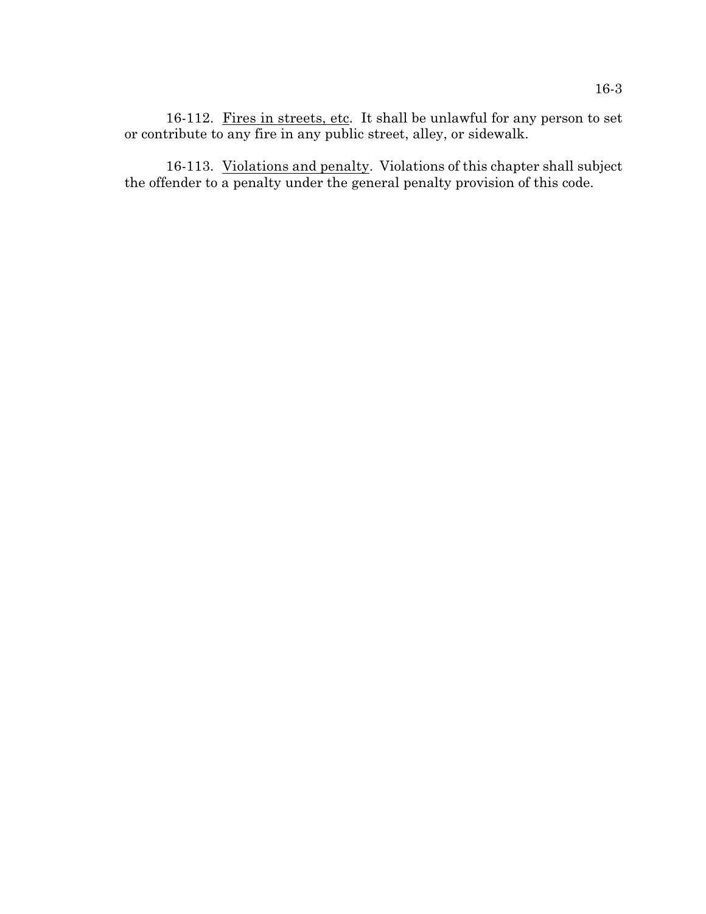16-112. <u>Fires in streets, etc</u>. It shall be unlawful for any person to set or contribute to any fire in any public street, alley, or sidewalk.

16-113. <u>Violations and penalty</u>. Violations of this chapter shall subject the offender to a penalty under the general penalty provision of this code.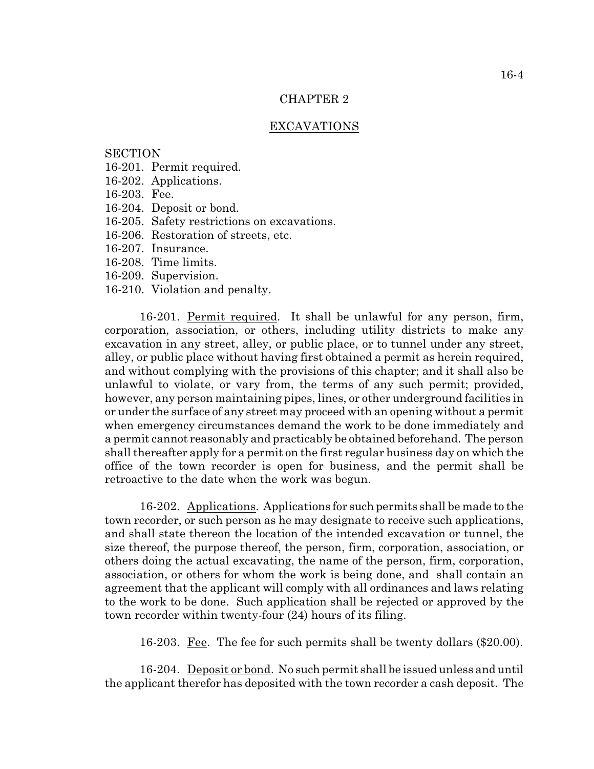# CHAPTER 2

## EXCAVATIONS

SECTION
16-201. Permit required.
16-202. Applications.
16-203. Fee.
16-204. Deposit or bond.
16-205. Safety restrictions on excavations.
16-206. Restoration of streets, etc.
16-207. Insurance.
16-208. Time limits.
16-209. Supervision.
16-210. Violation and penalty.

16-201. Permit required. It shall be unlawful for any person, firm, corporation, association, or others, including utility districts to make any excavation in any street, alley, or public place, or to tunnel under any street, alley, or public place without having first obtained a permit as herein required, and without complying with the provisions of this chapter; and it shall also be unlawful to violate, or vary from, the terms of any such permit; provided, however, any person maintaining pipes, lines, or other underground facilities in or under the surface of any street may proceed with an opening without a permit when emergency circumstances demand the work to be done immediately and a permit cannot reasonably and practicably be obtained beforehand. The person shall thereafter apply for a permit on the first regular business day on which the office of the town recorder is open for business, and the permit shall be retroactive to the date when the work was begun.

16-202. Applications. Applications for such permits shall be made to the town recorder, or such person as he may designate to receive such applications, and shall state thereon the location of the intended excavation or tunnel, the size thereof, the purpose thereof, the person, firm, corporation, association, or others doing the actual excavating, the name of the person, firm, corporation, association, or others for whom the work is being done, and shall contain an agreement that the applicant will comply with all ordinances and laws relating to the work to be done. Such application shall be rejected or approved by the town recorder within twenty-four (24) hours of its filing.

16-203. Fee. The fee for such permits shall be twenty dollars ($20.00).

16-204. Deposit or bond. No such permit shall be issued unless and until the applicant therefor has deposited with the town recorder a cash deposit. The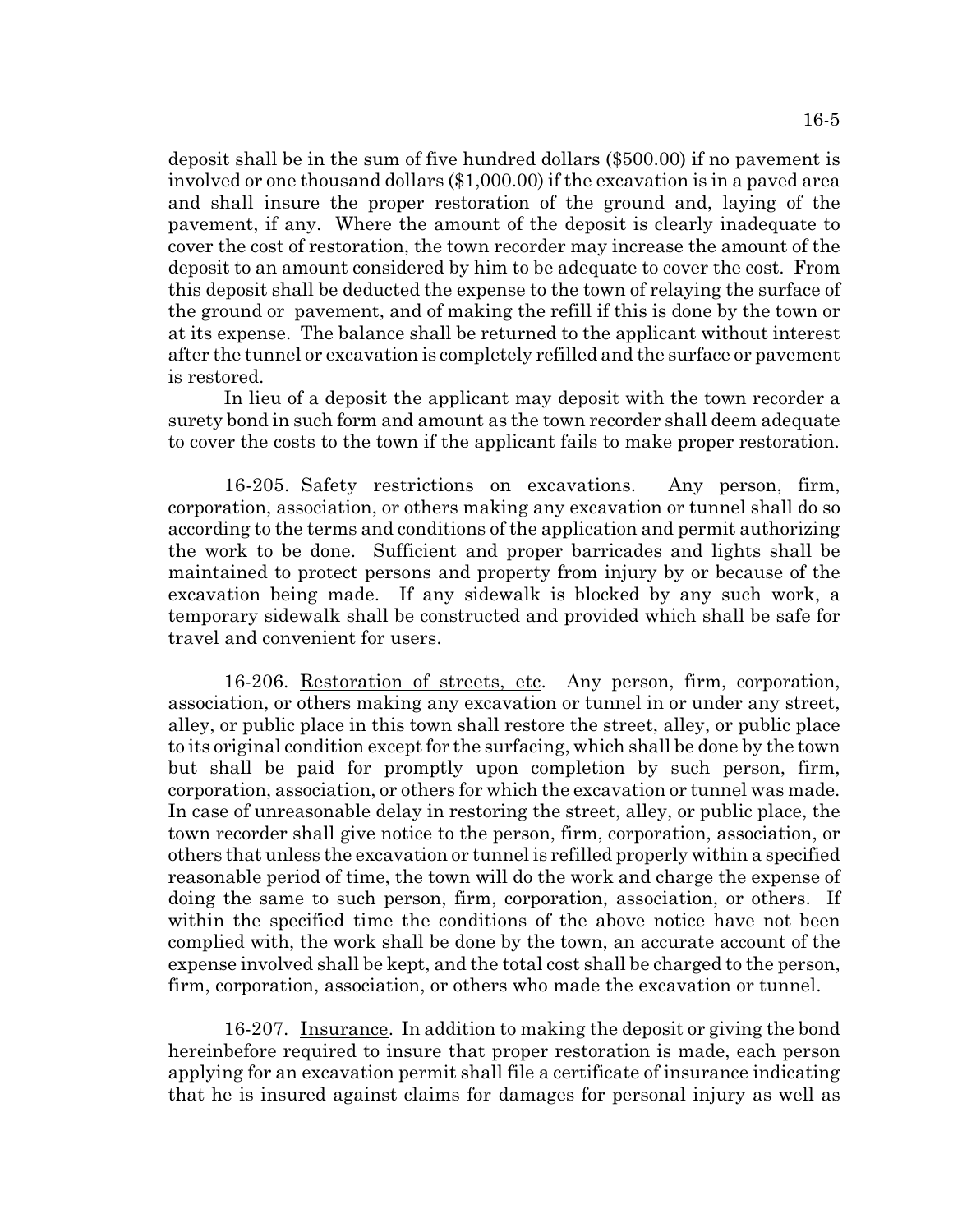deposit shall be in the sum of five hundred dollars ($500.00) if no pavement is involved or one thousand dollars ($1,000.00) if the excavation is in a paved area and shall insure the proper restoration of the ground and, laying of the pavement, if any. Where the amount of the deposit is clearly inadequate to cover the cost of restoration, the town recorder may increase the amount of the deposit to an amount considered by him to be adequate to cover the cost. From this deposit shall be deducted the expense to the town of relaying the surface of the ground or pavement, and of making the refill if this is done by the town or at its expense. The balance shall be returned to the applicant without interest after the tunnel or excavation is completely refilled and the surface or pavement is restored.

In lieu of a deposit the applicant may deposit with the town recorder a surety bond in such form and amount as the town recorder shall deem adequate to cover the costs to the town if the applicant fails to make proper restoration.

16-205. Safety restrictions on excavations. Any person, firm, corporation, association, or others making any excavation or tunnel shall do so according to the terms and conditions of the application and permit authorizing the work to be done. Sufficient and proper barricades and lights shall be maintained to protect persons and property from injury by or because of the excavation being made. If any sidewalk is blocked by any such work, a temporary sidewalk shall be constructed and provided which shall be safe for travel and convenient for users.

16-206. Restoration of streets, etc. Any person, firm, corporation, association, or others making any excavation or tunnel in or under any street, alley, or public place in this town shall restore the street, alley, or public place to its original condition except for the surfacing, which shall be done by the town but shall be paid for promptly upon completion by such person, firm, corporation, association, or others for which the excavation or tunnel was made. In case of unreasonable delay in restoring the street, alley, or public place, the town recorder shall give notice to the person, firm, corporation, association, or others that unless the excavation or tunnel is refilled properly within a specified reasonable period of time, the town will do the work and charge the expense of doing the same to such person, firm, corporation, association, or others. If within the specified time the conditions of the above notice have not been complied with, the work shall be done by the town, an accurate account of the expense involved shall be kept, and the total cost shall be charged to the person, firm, corporation, association, or others who made the excavation or tunnel.

16-207. Insurance. In addition to making the deposit or giving the bond hereinbefore required to insure that proper restoration is made, each person applying for an excavation permit shall file a certificate of insurance indicating that he is insured against claims for damages for personal injury as well as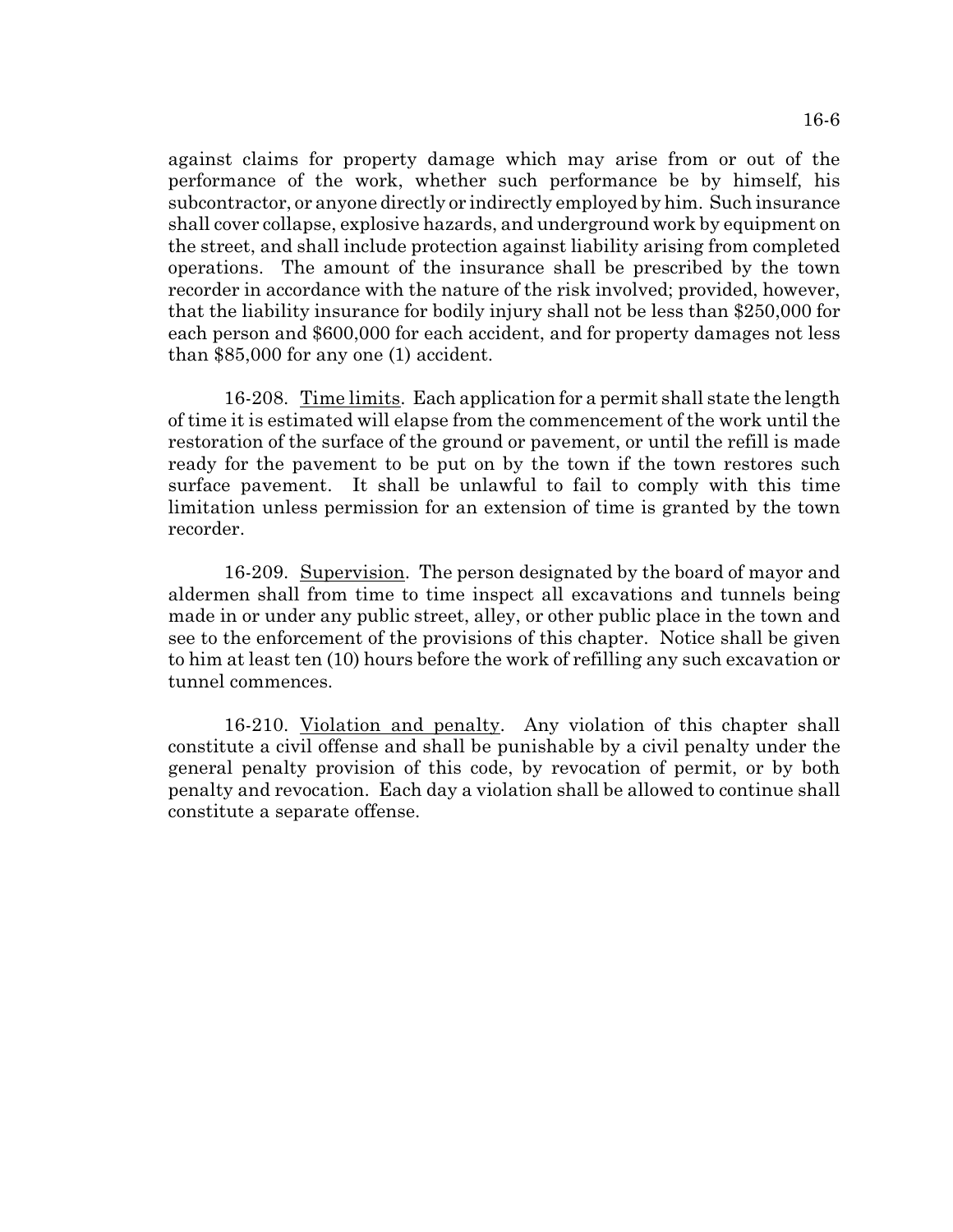against claims for property damage which may arise from or out of the performance of the work, whether such performance be by himself, his subcontractor, or anyone directly or indirectly employed by him. Such insurance shall cover collapse, explosive hazards, and underground work by equipment on the street, and shall include protection against liability arising from completed operations. The amount of the insurance shall be prescribed by the town recorder in accordance with the nature of the risk involved; provided, however, that the liability insurance for bodily injury shall not be less than $250,000 for each person and $600,000 for each accident, and for property damages not less than $85,000 for any one (1) accident.

16-208. Time limits. Each application for a permit shall state the length of time it is estimated will elapse from the commencement of the work until the restoration of the surface of the ground or pavement, or until the refill is made ready for the pavement to be put on by the town if the town restores such surface pavement. It shall be unlawful to fail to comply with this time limitation unless permission for an extension of time is granted by the town recorder.

16-209. Supervision. The person designated by the board of mayor and aldermen shall from time to time inspect all excavations and tunnels being made in or under any public street, alley, or other public place in the town and see to the enforcement of the provisions of this chapter. Notice shall be given to him at least ten (10) hours before the work of refilling any such excavation or tunnel commences.

16-210. Violation and penalty. Any violation of this chapter shall constitute a civil offense and shall be punishable by a civil penalty under the general penalty provision of this code, by revocation of permit, or by both penalty and revocation. Each day a violation shall be allowed to continue shall constitute a separate offense.